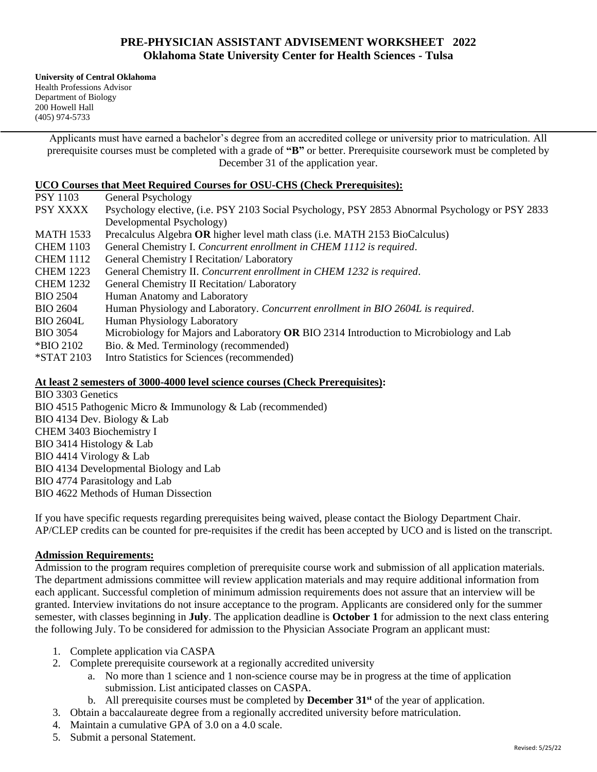# PRE-PHYSICIAN ASSISTANT ADVISEMENT WORKSHEET 2022
## Oklahoma State University Center for Health Sciences - Tulsa

**University of Central Oklahoma**
Health Professions Advisor
Department of Biology
200 Howell Hall
(405) 974-5733

---

Applicants must have earned a bachelor's degree from an accredited college or university prior to matriculation. All prerequisite courses must be completed with a grade of **"B"** or better. Prerequisite coursework must be completed by December 31 of the application year.

### UCO Courses that Meet Required Courses for OSU-CHS (Check Prerequisites):

| | |
|---|---|
| PSY 1103 | General Psychology |
| PSY XXXX | Psychology elective, (i.e. PSY 2103 Social Psychology, PSY 2853 Abnormal Psychology or PSY 2833 Developmental Psychology) |
| MATH 1533 | Precalculus Algebra **OR** higher level math class (i.e. MATH 2153 BioCalculus) |
| CHEM 1103 | General Chemistry I. *Concurrent enrollment in CHEM 1112 is required*. |
| CHEM 1112 | General Chemistry I Recitation/ Laboratory |
| CHEM 1223 | General Chemistry II. *Concurrent enrollment in CHEM 1232 is required*. |
| CHEM 1232 | General Chemistry II Recitation/ Laboratory |
| BIO 2504 | Human Anatomy and Laboratory |
| BIO 2604 | Human Physiology and Laboratory. *Concurrent enrollment in BIO 2604L is required*. |
| BIO 2604L | Human Physiology Laboratory |
| BIO 3054 | Microbiology for Majors and Laboratory **OR** BIO 2314 Introduction to Microbiology and Lab |
| *BIO 2102 | Bio. & Med. Terminology (recommended) |
| *STAT 2103 | Intro Statistics for Sciences (recommended) |

### At least 2 semesters of 3000-4000 level science courses (Check Prerequisites):

BIO 3303 Genetics
BIO 4515 Pathogenic Micro & Immunology & Lab (recommended)
BIO 4134 Dev. Biology & Lab
CHEM 3403 Biochemistry I
BIO 3414 Histology & Lab
BIO 4414 Virology & Lab
BIO 4134 Developmental Biology and Lab
BIO 4774 Parasitology and Lab
BIO 4622 Methods of Human Dissection

If you have specific requests regarding prerequisites being waived, please contact the Biology Department Chair. AP/CLEP credits can be counted for pre-requisites if the credit has been accepted by UCO and is listed on the transcript.

### Admission Requirements:

Admission to the program requires completion of prerequisite course work and submission of all application materials. The department admissions committee will review application materials and may require additional information from each applicant. Successful completion of minimum admission requirements does not assure that an interview will be granted. Interview invitations do not insure acceptance to the program. Applicants are considered only for the summer semester, with classes beginning in **July**. The application deadline is **October 1** for admission to the next class entering the following July. To be considered for admission to the Physician Associate Program an applicant must:

1. Complete application via CASPA
2. Complete prerequisite coursework at a regionally accredited university
   a. No more than 1 science and 1 non-science course may be in progress at the time of application submission. List anticipated classes on CASPA.
   b. All prerequisite courses must be completed by **December 31st** of the year of application.
3. Obtain a baccalaureate degree from a regionally accredited university before matriculation.
4. Maintain a cumulative GPA of 3.0 on a 4.0 scale.
5. Submit a personal Statement.

Revised: 5/25/22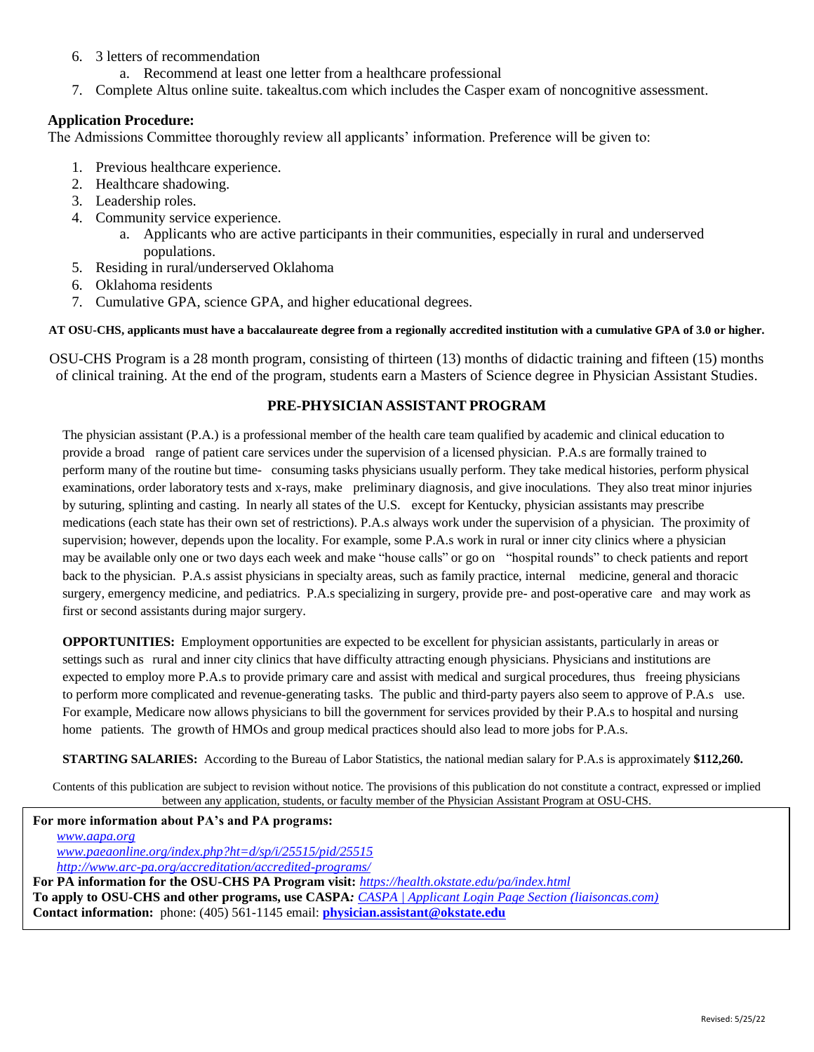6. 3 letters of recommendation
    a. Recommend at least one letter from a healthcare professional
7. Complete Altus online suite. takealtus.com which includes the Casper exam of noncognitive assessment.

**Application Procedure:**

The Admissions Committee thoroughly review all applicants' information. Preference will be given to:

1. Previous healthcare experience.
2. Healthcare shadowing.
3. Leadership roles.
4. Community service experience.
    a. Applicants who are active participants in their communities, especially in rural and underserved populations.
5. Residing in rural/underserved Oklahoma
6. Oklahoma residents
7. Cumulative GPA, science GPA, and higher educational degrees.

**AT OSU-CHS, applicants must have a baccalaureate degree from a regionally accredited institution with a cumulative GPA of 3.0 or higher.**

OSU-CHS Program is a 28 month program, consisting of thirteen (13) months of didactic training and fifteen (15) months of clinical training. At the end of the program, students earn a Masters of Science degree in Physician Assistant Studies.

## PRE-PHYSICIAN ASSISTANT PROGRAM

The physician assistant (P.A.) is a professional member of the health care team qualified by academic and clinical education to provide a broad range of patient care services under the supervision of a licensed physician. P.A.s are formally trained to perform many of the routine but time- consuming tasks physicians usually perform. They take medical histories, perform physical examinations, order laboratory tests and x-rays, make preliminary diagnosis, and give inoculations. They also treat minor injuries by suturing, splinting and casting. In nearly all states of the U.S. except for Kentucky, physician assistants may prescribe medications (each state has their own set of restrictions). P.A.s always work under the supervision of a physician. The proximity of supervision; however, depends upon the locality. For example, some P.A.s work in rural or inner city clinics where a physician may be available only one or two days each week and make "house calls" or go on "hospital rounds" to check patients and report back to the physician. P.A.s assist physicians in specialty areas, such as family practice, internal medicine, general and thoracic surgery, emergency medicine, and pediatrics. P.A.s specializing in surgery, provide pre- and post-operative care and may work as first or second assistants during major surgery.

**OPPORTUNITIES:** Employment opportunities are expected to be excellent for physician assistants, particularly in areas or settings such as rural and inner city clinics that have difficulty attracting enough physicians. Physicians and institutions are expected to employ more P.A.s to provide primary care and assist with medical and surgical procedures, thus freeing physicians to perform more complicated and revenue-generating tasks. The public and third-party payers also seem to approve of P.A.s use. For example, Medicare now allows physicians to bill the government for services provided by their P.A.s to hospital and nursing home patients. The growth of HMOs and group medical practices should also lead to more jobs for P.A.s.

**STARTING SALARIES:** According to the Bureau of Labor Statistics, the national median salary for P.A.s is approximately **$112,260.**

Contents of this publication are subject to revision without notice. The provisions of this publication do not constitute a contract, expressed or implied between any application, students, or faculty member of the Physician Assistant Program at OSU-CHS.

**For more information about PA's and PA programs:**

*www.aapa.org*
*www.paeaonline.org/index.php?ht=d/sp/i/25515/pid/25515*
*http://www.arc-pa.org/accreditation/accredited-programs/*

**For PA information for the OSU-CHS PA Program visit:** *https://health.okstate.edu/pa/index.html*
**To apply to OSU-CHS and other programs, use CASPA:** *CASPA | Applicant Login Page Section (liaisoncas.com)*
**Contact information:** phone: (405) 561-1145 email: **physician.assistant@okstate.edu**

Revised: 5/25/22